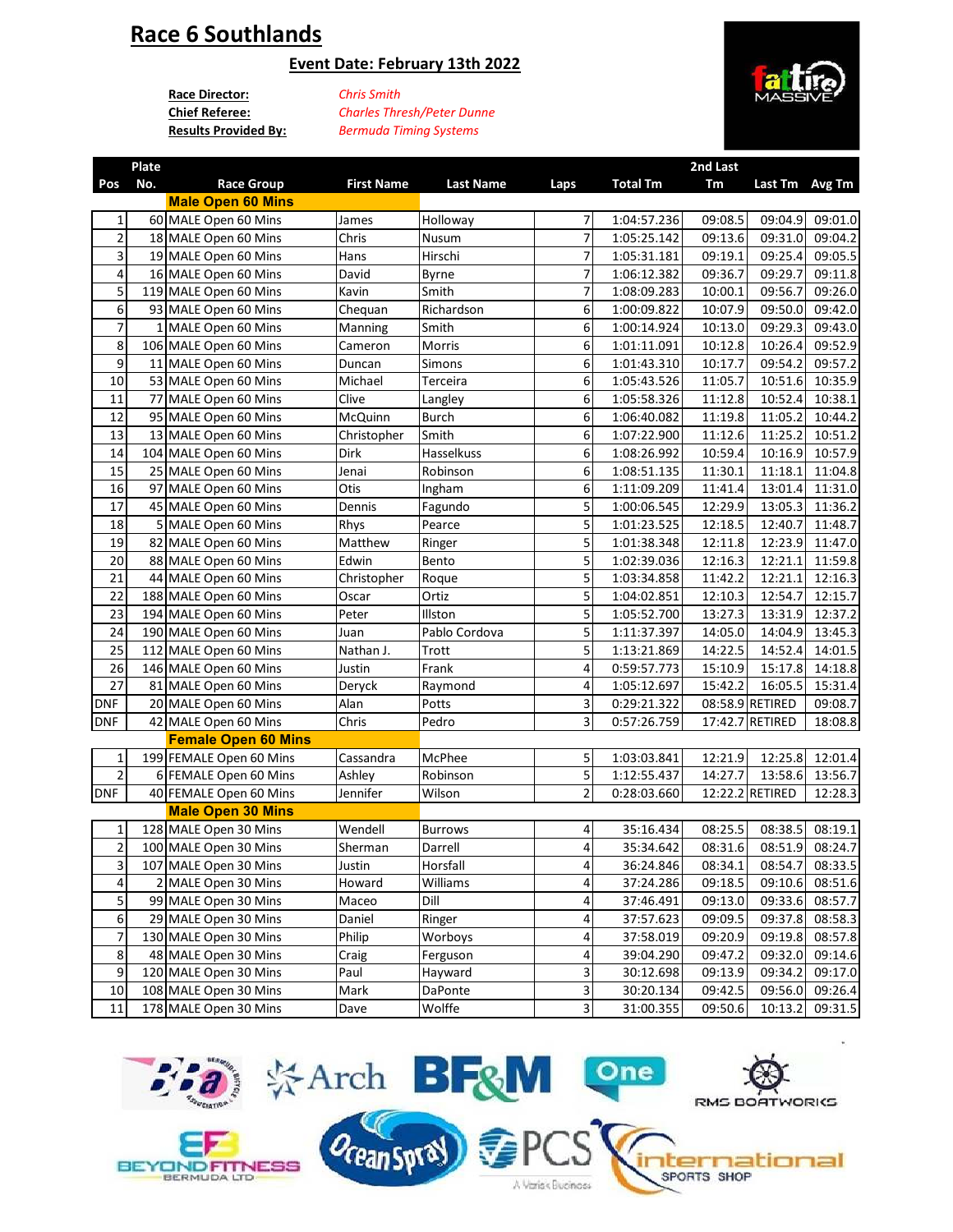# Race 6 Southlands

## Event Date: February 13th 2022

**Race Director:** *Chris Smith*
**Chief Referee:** *Charles Thresh/Peter Dunne*
**Results Provided By:** *Bermuda Timing Systems*

| Pos | Plate No. | Race Group | First Name | Last Name | Laps | Total Tm | 2nd Last Tm | Last Tm | Avg Tm |
|---|---|---|---|---|---|---|---|---|---|
| | | **Male Open 60 Mins** | | | | | | | |
| 1 | 60 | MALE Open 60 Mins | James | Holloway | 7 | 1:04:57.236 | 09:08.5 | 09:04.9 | 09:01.0 |
| 2 | 18 | MALE Open 60 Mins | Chris | Nusum | 7 | 1:05:25.142 | 09:13.6 | 09:31.0 | 09:04.2 |
| 3 | 19 | MALE Open 60 Mins | Hans | Hirschi | 7 | 1:05:31.181 | 09:19.1 | 09:25.4 | 09:05.5 |
| 4 | 16 | MALE Open 60 Mins | David | Byrne | 7 | 1:06:12.382 | 09:36.7 | 09:29.7 | 09:11.8 |
| 5 | 119 | MALE Open 60 Mins | Kavin | Smith | 7 | 1:08:09.283 | 10:00.1 | 09:56.7 | 09:26.0 |
| 6 | 93 | MALE Open 60 Mins | Chequan | Richardson | 6 | 1:00:09.822 | 10:07.9 | 09:50.0 | 09:42.0 |
| 7 | 1 | MALE Open 60 Mins | Manning | Smith | 6 | 1:00:14.924 | 10:13.0 | 09:29.3 | 09:43.0 |
| 8 | 106 | MALE Open 60 Mins | Cameron | Morris | 6 | 1:01:11.091 | 10:12.8 | 10:26.4 | 09:52.9 |
| 9 | 11 | MALE Open 60 Mins | Duncan | Simons | 6 | 1:01:43.310 | 10:17.7 | 09:54.2 | 09:57.2 |
| 10 | 53 | MALE Open 60 Mins | Michael | Terceira | 6 | 1:05:43.526 | 11:05.7 | 10:51.6 | 10:35.9 |
| 11 | 77 | MALE Open 60 Mins | Clive | Langley | 6 | 1:05:58.326 | 11:12.8 | 10:52.4 | 10:38.1 |
| 12 | 95 | MALE Open 60 Mins | McQuinn | Burch | 6 | 1:06:40.082 | 11:19.8 | 11:05.2 | 10:44.2 |
| 13 | 13 | MALE Open 60 Mins | Christopher | Smith | 6 | 1:07:22.900 | 11:12.6 | 11:25.2 | 10:51.2 |
| 14 | 104 | MALE Open 60 Mins | Dirk | Hasselkuss | 6 | 1:08:26.992 | 10:59.4 | 10:16.9 | 10:57.9 |
| 15 | 25 | MALE Open 60 Mins | Jenai | Robinson | 6 | 1:08:51.135 | 11:30.1 | 11:18.1 | 11:04.8 |
| 16 | 97 | MALE Open 60 Mins | Otis | Ingham | 6 | 1:11:09.209 | 11:41.4 | 13:01.4 | 11:31.0 |
| 17 | 45 | MALE Open 60 Mins | Dennis | Fagundo | 5 | 1:00:06.545 | 12:29.9 | 13:05.3 | 11:36.2 |
| 18 | 5 | MALE Open 60 Mins | Rhys | Pearce | 5 | 1:01:23.525 | 12:18.5 | 12:40.7 | 11:48.7 |
| 19 | 82 | MALE Open 60 Mins | Matthew | Ringer | 5 | 1:01:38.348 | 12:11.8 | 12:23.9 | 11:47.0 |
| 20 | 88 | MALE Open 60 Mins | Edwin | Bento | 5 | 1:02:39.036 | 12:16.3 | 12:21.1 | 11:59.8 |
| 21 | 44 | MALE Open 60 Mins | Christopher | Roque | 5 | 1:03:34.858 | 11:42.2 | 12:21.1 | 12:16.3 |
| 22 | 188 | MALE Open 60 Mins | Oscar | Ortiz | 5 | 1:04:02.851 | 12:10.3 | 12:54.7 | 12:15.7 |
| 23 | 194 | MALE Open 60 Mins | Peter | Illston | 5 | 1:05:52.700 | 13:27.3 | 13:31.9 | 12:37.2 |
| 24 | 190 | MALE Open 60 Mins | Juan | Pablo Cordova | 5 | 1:11:37.397 | 14:05.0 | 14:04.9 | 13:45.3 |
| 25 | 112 | MALE Open 60 Mins | Nathan J. | Trott | 5 | 1:13:21.869 | 14:22.5 | 14:52.4 | 14:01.5 |
| 26 | 146 | MALE Open 60 Mins | Justin | Frank | 4 | 0:59:57.773 | 15:10.9 | 15:17.8 | 14:18.8 |
| 27 | 81 | MALE Open 60 Mins | Deryck | Raymond | 4 | 1:05:12.697 | 15:42.2 | 16:05.5 | 15:31.4 |
| DNF | 20 | MALE Open 60 Mins | Alan | Potts | 3 | 0:29:21.322 | 08:58.9 | RETIRED | 09:08.7 |
| DNF | 42 | MALE Open 60 Mins | Chris | Pedro | 3 | 0:57:26.759 | 17:42.7 | RETIRED | 18:08.8 |
| | | **Female Open 60 Mins** | | | | | | | |
| 1 | 199 | FEMALE Open 60 Mins | Cassandra | McPhee | 5 | 1:03:03.841 | 12:21.9 | 12:25.8 | 12:01.4 |
| 2 | 6 | FEMALE Open 60 Mins | Ashley | Robinson | 5 | 1:12:55.437 | 14:27.7 | 13:58.6 | 13:56.7 |
| DNF | 40 | FEMALE Open 60 Mins | Jennifer | Wilson | 2 | 0:28:03.660 | 12:22.2 | RETIRED | 12:28.3 |
| | | **Male Open 30 Mins** | | | | | | | |
| 1 | 128 | MALE Open 30 Mins | Wendell | Burrows | 4 | 35:16.434 | 08:25.5 | 08:38.5 | 08:19.1 |
| 2 | 100 | MALE Open 30 Mins | Sherman | Darrell | 4 | 35:34.642 | 08:31.6 | 08:51.9 | 08:24.7 |
| 3 | 107 | MALE Open 30 Mins | Justin | Horsfall | 4 | 36:24.846 | 08:34.1 | 08:54.7 | 08:33.5 |
| 4 | 2 | MALE Open 30 Mins | Howard | Williams | 4 | 37:24.286 | 09:18.5 | 09:10.6 | 08:51.6 |
| 5 | 99 | MALE Open 30 Mins | Maceo | Dill | 4 | 37:46.491 | 09:13.0 | 09:33.6 | 08:57.7 |
| 6 | 29 | MALE Open 30 Mins | Daniel | Ringer | 4 | 37:57.623 | 09:09.5 | 09:37.8 | 08:58.3 |
| 7 | 130 | MALE Open 30 Mins | Philip | Worboys | 4 | 37:58.019 | 09:20.9 | 09:19.8 | 08:57.8 |
| 8 | 48 | MALE Open 30 Mins | Craig | Ferguson | 4 | 39:04.290 | 09:47.2 | 09:32.0 | 09:14.6 |
| 9 | 120 | MALE Open 30 Mins | Paul | Hayward | 3 | 30:12.698 | 09:13.9 | 09:34.2 | 09:17.0 |
| 10 | 108 | MALE Open 30 Mins | Mark | DaPonte | 3 | 30:20.134 | 09:42.5 | 09:56.0 | 09:26.4 |
| 11 | 178 | MALE Open 30 Mins | Dave | Wolffe | 3 | 31:00.355 | 09:50.6 | 10:13.2 | 09:31.5 |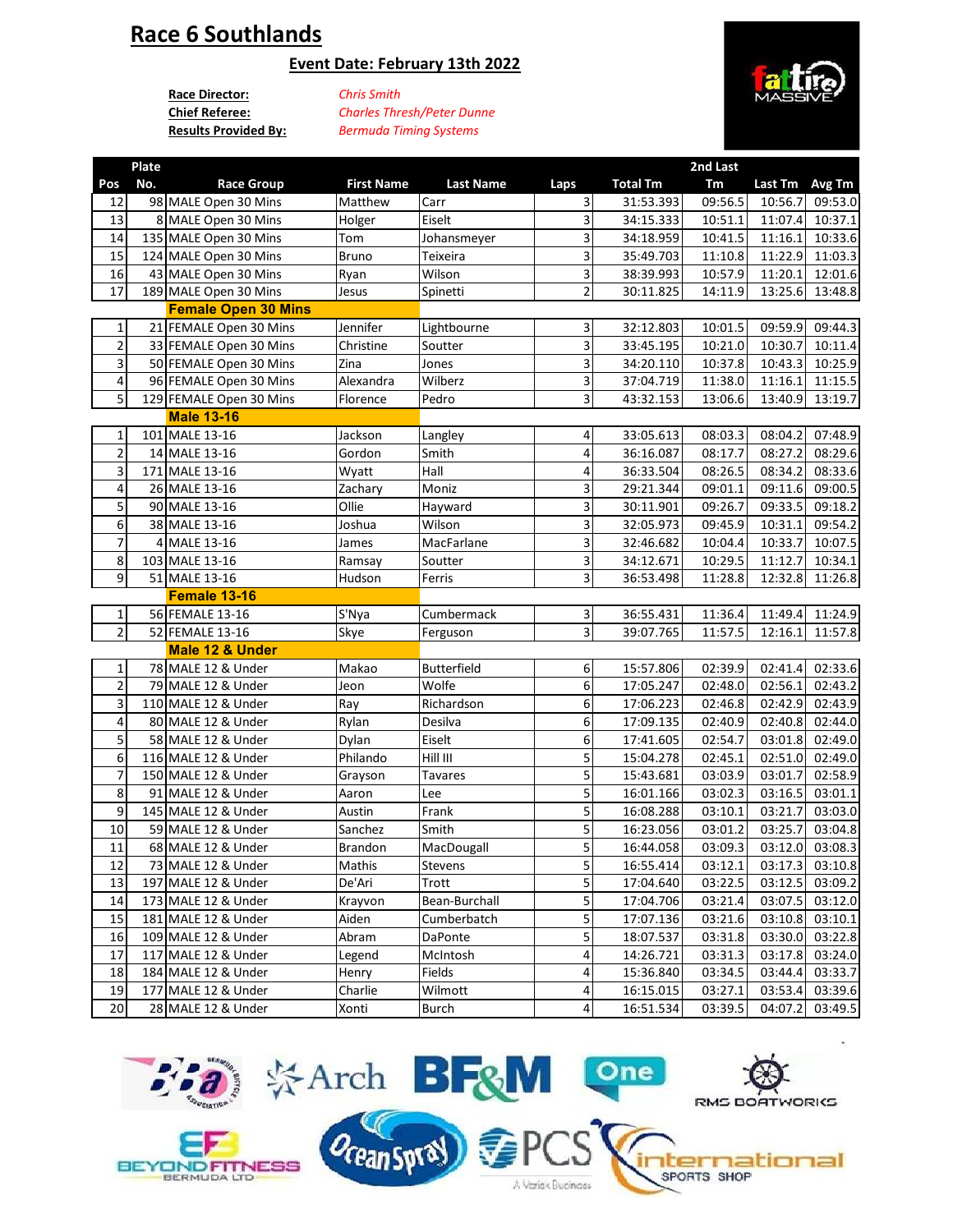# Race 6 Southlands

## Event Date: February 13th 2022

**Race Director:** *Chris Smith*
**Chief Referee:** *Charles Thresh/Peter Dunne*
**Results Provided By:** *Bermuda Timing Systems*

| Pos | Plate No. | Race Group | First Name | Last Name | Laps | Total Tm | 2nd Last Tm | Last Tm | Avg Tm |
|---|---|---|---|---|---|---|---|---|---|
| 12 | 98 | MALE Open 30 Mins | Matthew | Carr | 3 | 31:53.393 | 09:56.5 | 10:56.7 | 09:53.0 |
| 13 | 8 | MALE Open 30 Mins | Holger | Eiselt | 3 | 34:15.333 | 10:51.1 | 11:07.4 | 10:37.1 |
| 14 | 135 | MALE Open 30 Mins | Tom | Johansmeyer | 3 | 34:18.959 | 10:41.5 | 11:16.1 | 10:33.6 |
| 15 | 124 | MALE Open 30 Mins | Bruno | Teixeira | 3 | 35:49.703 | 11:10.8 | 11:22.9 | 11:03.3 |
| 16 | 43 | MALE Open 30 Mins | Ryan | Wilson | 3 | 38:39.993 | 10:57.9 | 11:20.1 | 12:01.6 |
| 17 | 189 | MALE Open 30 Mins | Jesus | Spinetti | 2 | 30:11.825 | 14:11.9 | 13:25.6 | 13:48.8 |
| | | **Female Open 30 Mins** | | | | | | | |
| 1 | 21 | FEMALE Open 30 Mins | Jennifer | Lightbourne | 3 | 32:12.803 | 10:01.5 | 09:59.9 | 09:44.3 |
| 2 | 33 | FEMALE Open 30 Mins | Christine | Soutter | 3 | 33:45.195 | 10:21.0 | 10:30.7 | 10:11.4 |
| 3 | 50 | FEMALE Open 30 Mins | Zina | Jones | 3 | 34:20.110 | 10:37.8 | 10:43.3 | 10:25.9 |
| 4 | 96 | FEMALE Open 30 Mins | Alexandra | Wilberz | 3 | 37:04.719 | 11:38.0 | 11:16.1 | 11:15.5 |
| 5 | 129 | FEMALE Open 30 Mins | Florence | Pedro | 3 | 43:32.153 | 13:06.6 | 13:40.9 | 13:19.7 |
| | | **Male 13-16** | | | | | | | |
| 1 | 101 | MALE 13-16 | Jackson | Langley | 4 | 33:05.613 | 08:03.3 | 08:04.2 | 07:48.9 |
| 2 | 14 | MALE 13-16 | Gordon | Smith | 4 | 36:16.087 | 08:17.7 | 08:27.2 | 08:29.6 |
| 3 | 171 | MALE 13-16 | Wyatt | Hall | 4 | 36:33.504 | 08:26.5 | 08:34.2 | 08:33.6 |
| 4 | 26 | MALE 13-16 | Zachary | Moniz | 3 | 29:21.344 | 09:01.1 | 09:11.6 | 09:00.5 |
| 5 | 90 | MALE 13-16 | Ollie | Hayward | 3 | 30:11.901 | 09:26.7 | 09:33.5 | 09:18.2 |
| 6 | 38 | MALE 13-16 | Joshua | Wilson | 3 | 32:05.973 | 09:45.9 | 10:31.1 | 09:54.2 |
| 7 | 4 | MALE 13-16 | James | MacFarlane | 3 | 32:46.682 | 10:04.4 | 10:33.7 | 10:07.5 |
| 8 | 103 | MALE 13-16 | Ramsay | Soutter | 3 | 34:12.671 | 10:29.5 | 11:12.7 | 10:34.1 |
| 9 | 51 | MALE 13-16 | Hudson | Ferris | 3 | 36:53.498 | 11:28.8 | 12:32.8 | 11:26.8 |
| | | **Female 13-16** | | | | | | | |
| 1 | 56 | FEMALE 13-16 | S'Nya | Cumbermack | 3 | 36:55.431 | 11:36.4 | 11:49.4 | 11:24.9 |
| 2 | 52 | FEMALE 13-16 | Skye | Ferguson | 3 | 39:07.765 | 11:57.5 | 12:16.1 | 11:57.8 |
| | | **Male 12 & Under** | | | | | | | |
| 1 | 78 | MALE 12 & Under | Makao | Butterfield | 6 | 15:57.806 | 02:39.9 | 02:41.4 | 02:33.6 |
| 2 | 79 | MALE 12 & Under | Jeon | Wolfe | 6 | 17:05.247 | 02:48.0 | 02:56.1 | 02:43.2 |
| 3 | 110 | MALE 12 & Under | Ray | Richardson | 6 | 17:06.223 | 02:46.8 | 02:42.9 | 02:43.9 |
| 4 | 80 | MALE 12 & Under | Rylan | Desilva | 6 | 17:09.135 | 02:40.9 | 02:40.8 | 02:44.0 |
| 5 | 58 | MALE 12 & Under | Dylan | Eiselt | 6 | 17:41.605 | 02:54.7 | 03:01.8 | 02:49.0 |
| 6 | 116 | MALE 12 & Under | Philando | Hill III | 5 | 15:04.278 | 02:45.1 | 02:51.0 | 02:49.0 |
| 7 | 150 | MALE 12 & Under | Grayson | Tavares | 5 | 15:43.681 | 03:03.9 | 03:01.7 | 02:58.9 |
| 8 | 91 | MALE 12 & Under | Aaron | Lee | 5 | 16:01.166 | 03:02.3 | 03:16.5 | 03:01.1 |
| 9 | 145 | MALE 12 & Under | Austin | Frank | 5 | 16:08.288 | 03:10.1 | 03:21.7 | 03:03.0 |
| 10 | 59 | MALE 12 & Under | Sanchez | Smith | 5 | 16:23.056 | 03:01.2 | 03:25.7 | 03:04.8 |
| 11 | 68 | MALE 12 & Under | Brandon | MacDougall | 5 | 16:44.058 | 03:09.3 | 03:12.0 | 03:08.3 |
| 12 | 73 | MALE 12 & Under | Mathis | Stevens | 5 | 16:55.414 | 03:12.1 | 03:17.3 | 03:10.8 |
| 13 | 197 | MALE 12 & Under | De'Ari | Trott | 5 | 17:04.640 | 03:22.5 | 03:12.5 | 03:09.2 |
| 14 | 173 | MALE 12 & Under | Krayvon | Bean-Burchall | 5 | 17:04.706 | 03:21.4 | 03:07.5 | 03:12.0 |
| 15 | 181 | MALE 12 & Under | Aiden | Cumberbatch | 5 | 17:07.136 | 03:21.6 | 03:10.8 | 03:10.1 |
| 16 | 109 | MALE 12 & Under | Abram | DaPonte | 5 | 18:07.537 | 03:31.8 | 03:30.0 | 03:22.8 |
| 17 | 117 | MALE 12 & Under | Legend | McIntosh | 4 | 14:26.721 | 03:31.3 | 03:17.8 | 03:24.0 |
| 18 | 184 | MALE 12 & Under | Henry | Fields | 4 | 15:36.840 | 03:34.5 | 03:44.4 | 03:33.7 |
| 19 | 177 | MALE 12 & Under | Charlie | Wilmott | 4 | 16:15.015 | 03:27.1 | 03:53.4 | 03:39.6 |
| 20 | 28 | MALE 12 & Under | Xonti | Burch | 4 | 16:51.534 | 03:39.5 | 04:07.2 | 03:49.5 |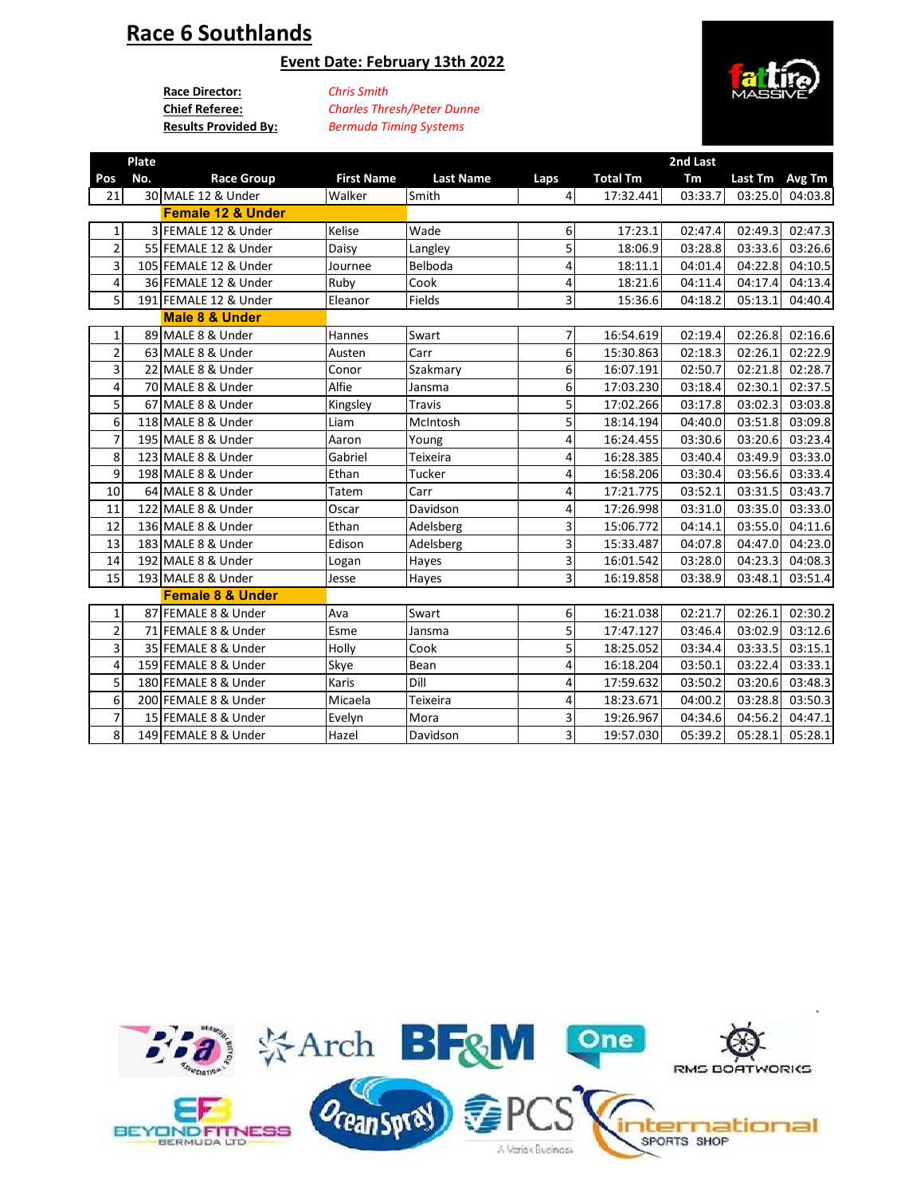# Race 6 Southlands

## Event Date: February 13th 2022

**Race Director:** *Chris Smith*
**Chief Referee:** *Charles Thresh/Peter Dunne*
**Results Provided By:** *Bermuda Timing Systems*

| Pos | Plate No. | Race Group | First Name | Last Name | Laps | Total Tm | 2nd Last Tm | Last Tm | Avg Tm |
|---|---|---|---|---|---|---|---|---|---|
| 21 | 30 | MALE 12 & Under | Walker | Smith | 4 | 17:32.441 | 03:33.7 | 03:25.0 | 04:03.8 |
| | | **Female 12 & Under** | | | | | | | |
| 1 | 3 | FEMALE 12 & Under | Kelise | Wade | 6 | 17:23.1 | 02:47.4 | 02:49.3 | 02:47.3 |
| 2 | 55 | FEMALE 12 & Under | Daisy | Langley | 5 | 18:06.9 | 03:28.8 | 03:33.6 | 03:26.6 |
| 3 | 105 | FEMALE 12 & Under | Journee | Belboda | 4 | 18:11.1 | 04:01.4 | 04:22.8 | 04:10.5 |
| 4 | 36 | FEMALE 12 & Under | Ruby | Cook | 4 | 18:21.6 | 04:11.4 | 04:17.4 | 04:13.4 |
| 5 | 191 | FEMALE 12 & Under | Eleanor | Fields | 3 | 15:36.6 | 04:18.2 | 05:13.1 | 04:40.4 |
| | | **Male 8 & Under** | | | | | | | |
| 1 | 89 | MALE 8 & Under | Hannes | Swart | 7 | 16:54.619 | 02:19.4 | 02:26.8 | 02:16.6 |
| 2 | 63 | MALE 8 & Under | Austen | Carr | 6 | 15:30.863 | 02:18.3 | 02:26.1 | 02:22.9 |
| 3 | 22 | MALE 8 & Under | Conor | Szakmary | 6 | 16:07.191 | 02:50.7 | 02:21.8 | 02:28.7 |
| 4 | 70 | MALE 8 & Under | Alfie | Jansma | 6 | 17:03.230 | 03:18.4 | 02:30.1 | 02:37.5 |
| 5 | 67 | MALE 8 & Under | Kingsley | Travis | 5 | 17:02.266 | 03:17.8 | 03:02.3 | 03:03.8 |
| 6 | 118 | MALE 8 & Under | Liam | McIntosh | 5 | 18:14.194 | 04:40.0 | 03:51.8 | 03:09.8 |
| 7 | 195 | MALE 8 & Under | Aaron | Young | 4 | 16:24.455 | 03:30.6 | 03:20.6 | 03:23.4 |
| 8 | 123 | MALE 8 & Under | Gabriel | Teixeira | 4 | 16:28.385 | 03:40.4 | 03:49.9 | 03:33.0 |
| 9 | 198 | MALE 8 & Under | Ethan | Tucker | 4 | 16:58.206 | 03:30.4 | 03:56.6 | 03:33.4 |
| 10 | 64 | MALE 8 & Under | Tatem | Carr | 4 | 17:21.775 | 03:52.1 | 03:31.5 | 03:43.7 |
| 11 | 122 | MALE 8 & Under | Oscar | Davidson | 4 | 17:26.998 | 03:31.0 | 03:35.0 | 03:33.0 |
| 12 | 136 | MALE 8 & Under | Ethan | Adelsberg | 3 | 15:06.772 | 04:14.1 | 03:55.0 | 04:11.6 |
| 13 | 183 | MALE 8 & Under | Edison | Adelsberg | 3 | 15:33.487 | 04:07.8 | 04:47.0 | 04:23.0 |
| 14 | 192 | MALE 8 & Under | Logan | Hayes | 3 | 16:01.542 | 03:28.0 | 04:23.3 | 04:08.3 |
| 15 | 193 | MALE 8 & Under | Jesse | Hayes | 3 | 16:19.858 | 03:38.9 | 03:48.1 | 03:51.4 |
| | | **Female 8 & Under** | | | | | | | |
| 1 | 87 | FEMALE 8 & Under | Ava | Swart | 6 | 16:21.038 | 02:21.7 | 02:26.1 | 02:30.2 |
| 2 | 71 | FEMALE 8 & Under | Esme | Jansma | 5 | 17:47.127 | 03:46.4 | 03:02.9 | 03:12.6 |
| 3 | 35 | FEMALE 8 & Under | Holly | Cook | 5 | 18:25.052 | 03:34.4 | 03:33.5 | 03:15.1 |
| 4 | 159 | FEMALE 8 & Under | Skye | Bean | 4 | 16:18.204 | 03:50.1 | 03:22.4 | 03:33.1 |
| 5 | 180 | FEMALE 8 & Under | Karis | Dill | 4 | 17:59.632 | 03:50.2 | 03:20.6 | 03:48.3 |
| 6 | 200 | FEMALE 8 & Under | Micaela | Teixeira | 4 | 18:23.671 | 04:00.2 | 03:28.8 | 03:50.3 |
| 7 | 15 | FEMALE 8 & Under | Evelyn | Mora | 3 | 19:26.967 | 04:34.6 | 04:56.2 | 04:47.1 |
| 8 | 149 | FEMALE 8 & Under | Hazel | Davidson | 3 | 19:57.030 | 05:39.2 | 05:28.1 | 05:28.1 |